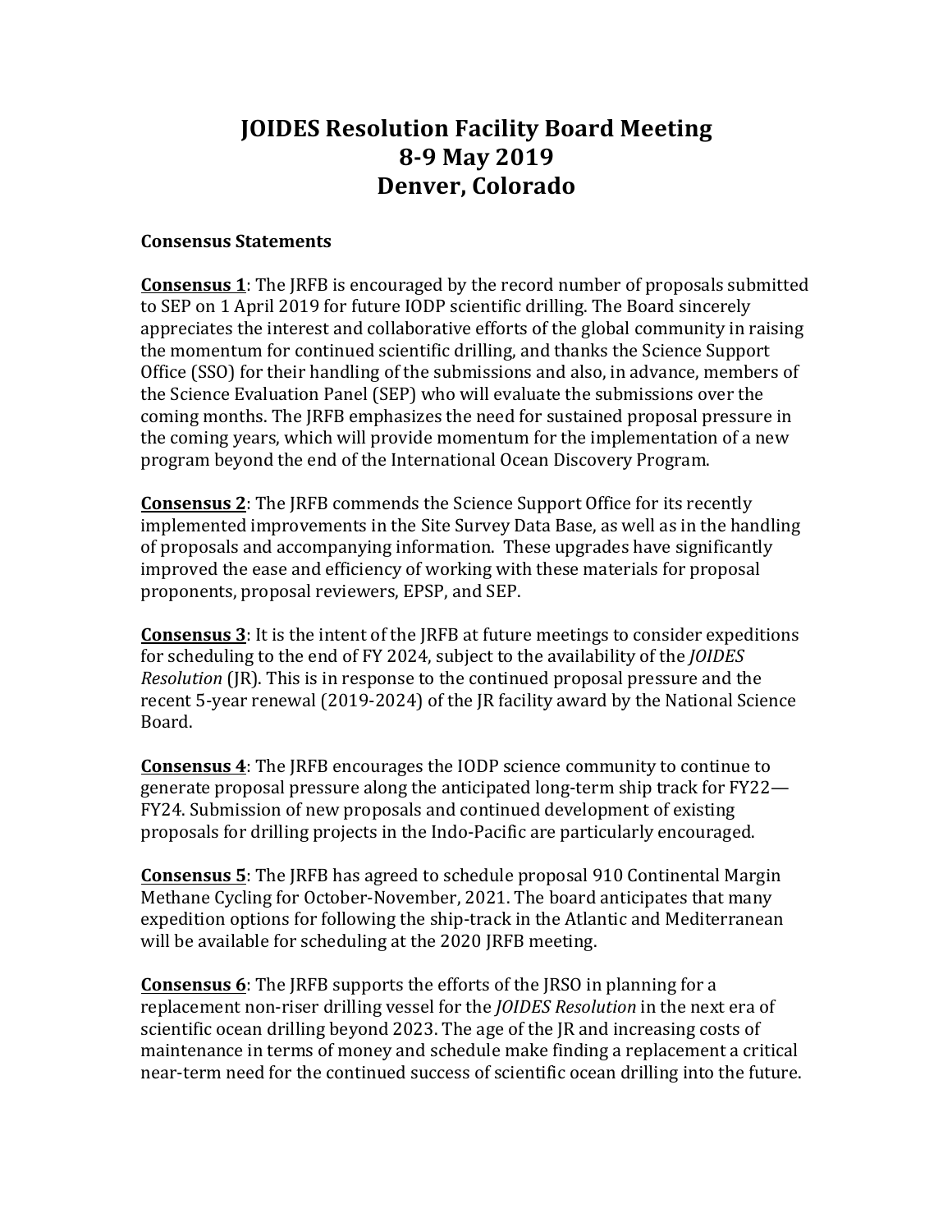# JOIDES Resolution Facility Board Meeting
# 8-9 May 2019
# Denver, Colorado

### Consensus Statements

**Consensus 1**: The JRFB is encouraged by the record number of proposals submitted to SEP on 1 April 2019 for future IODP scientific drilling. The Board sincerely appreciates the interest and collaborative efforts of the global community in raising the momentum for continued scientific drilling, and thanks the Science Support Office (SSO) for their handling of the submissions and also, in advance, members of the Science Evaluation Panel (SEP) who will evaluate the submissions over the coming months. The JRFB emphasizes the need for sustained proposal pressure in the coming years, which will provide momentum for the implementation of a new program beyond the end of the International Ocean Discovery Program.

**Consensus 2**: The JRFB commends the Science Support Office for its recently implemented improvements in the Site Survey Data Base, as well as in the handling of proposals and accompanying information. These upgrades have significantly improved the ease and efficiency of working with these materials for proposal proponents, proposal reviewers, EPSP, and SEP.

**Consensus 3**: It is the intent of the JRFB at future meetings to consider expeditions for scheduling to the end of FY 2024, subject to the availability of the *JOIDES Resolution* (JR). This is in response to the continued proposal pressure and the recent 5-year renewal (2019-2024) of the JR facility award by the National Science Board.

**Consensus 4**: The JRFB encourages the IODP science community to continue to generate proposal pressure along the anticipated long-term ship track for FY22—FY24. Submission of new proposals and continued development of existing proposals for drilling projects in the Indo-Pacific are particularly encouraged.

**Consensus 5**: The JRFB has agreed to schedule proposal 910 Continental Margin Methane Cycling for October-November, 2021. The board anticipates that many expedition options for following the ship-track in the Atlantic and Mediterranean will be available for scheduling at the 2020 JRFB meeting.

**Consensus 6**: The JRFB supports the efforts of the JRSO in planning for a replacement non-riser drilling vessel for the *JOIDES Resolution* in the next era of scientific ocean drilling beyond 2023. The age of the JR and increasing costs of maintenance in terms of money and schedule make finding a replacement a critical near-term need for the continued success of scientific ocean drilling into the future.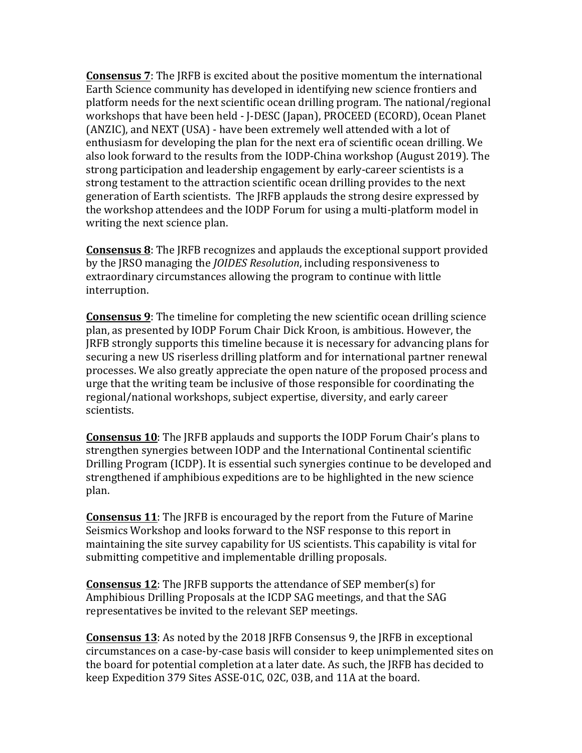**Consensus 7**: The JRFB is excited about the positive momentum the international Earth Science community has developed in identifying new science frontiers and platform needs for the next scientific ocean drilling program. The national/regional workshops that have been held - J-DESC (Japan), PROCEED (ECORD), Ocean Planet (ANZIC), and NEXT (USA) - have been extremely well attended with a lot of enthusiasm for developing the plan for the next era of scientific ocean drilling. We also look forward to the results from the IODP-China workshop (August 2019). The strong participation and leadership engagement by early-career scientists is a strong testament to the attraction scientific ocean drilling provides to the next generation of Earth scientists. The JRFB applauds the strong desire expressed by the workshop attendees and the IODP Forum for using a multi-platform model in writing the next science plan.

**Consensus 8**: The JRFB recognizes and applauds the exceptional support provided by the JRSO managing the *JOIDES Resolution*, including responsiveness to extraordinary circumstances allowing the program to continue with little interruption.

**Consensus 9**: The timeline for completing the new scientific ocean drilling science plan, as presented by IODP Forum Chair Dick Kroon, is ambitious. However, the JRFB strongly supports this timeline because it is necessary for advancing plans for securing a new US riserless drilling platform and for international partner renewal processes. We also greatly appreciate the open nature of the proposed process and urge that the writing team be inclusive of those responsible for coordinating the regional/national workshops, subject expertise, diversity, and early career scientists.

**Consensus 10**: The JRFB applauds and supports the IODP Forum Chair's plans to strengthen synergies between IODP and the International Continental scientific Drilling Program (ICDP). It is essential such synergies continue to be developed and strengthened if amphibious expeditions are to be highlighted in the new science plan.

**Consensus 11**: The JRFB is encouraged by the report from the Future of Marine Seismics Workshop and looks forward to the NSF response to this report in maintaining the site survey capability for US scientists. This capability is vital for submitting competitive and implementable drilling proposals.

**Consensus 12**: The JRFB supports the attendance of SEP member(s) for Amphibious Drilling Proposals at the ICDP SAG meetings, and that the SAG representatives be invited to the relevant SEP meetings.

**Consensus 13**: As noted by the 2018 JRFB Consensus 9, the JRFB in exceptional circumstances on a case-by-case basis will consider to keep unimplemented sites on the board for potential completion at a later date. As such, the JRFB has decided to keep Expedition 379 Sites ASSE-01C, 02C, 03B, and 11A at the board.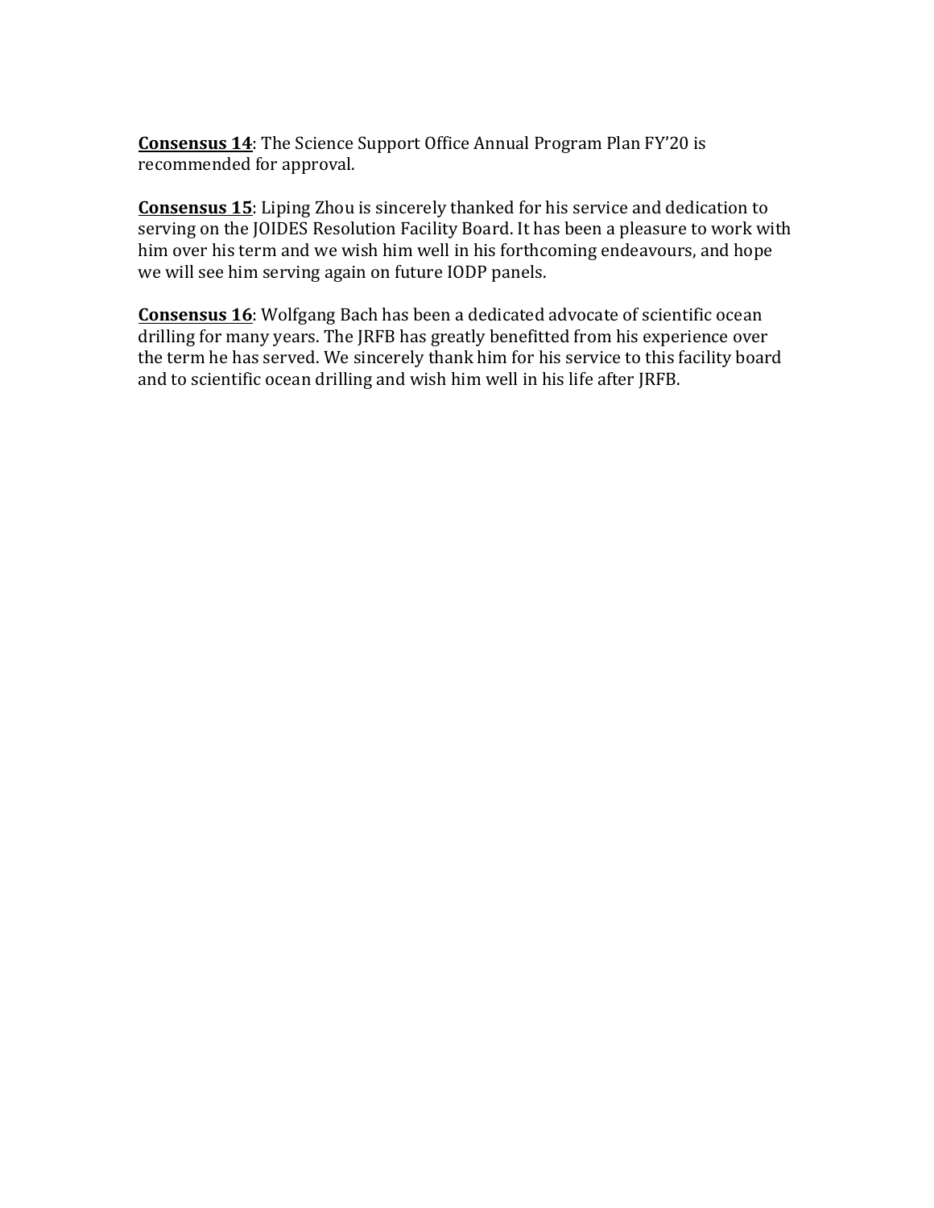<u>**Consensus 14**</u>: The Science Support Office Annual Program Plan FY'20 is recommended for approval.

<u>**Consensus 15**</u>: Liping Zhou is sincerely thanked for his service and dedication to serving on the JOIDES Resolution Facility Board. It has been a pleasure to work with him over his term and we wish him well in his forthcoming endeavours, and hope we will see him serving again on future IODP panels.

<u>**Consensus 16**</u>: Wolfgang Bach has been a dedicated advocate of scientific ocean drilling for many years. The JRFB has greatly benefitted from his experience over the term he has served. We sincerely thank him for his service to this facility board and to scientific ocean drilling and wish him well in his life after JRFB.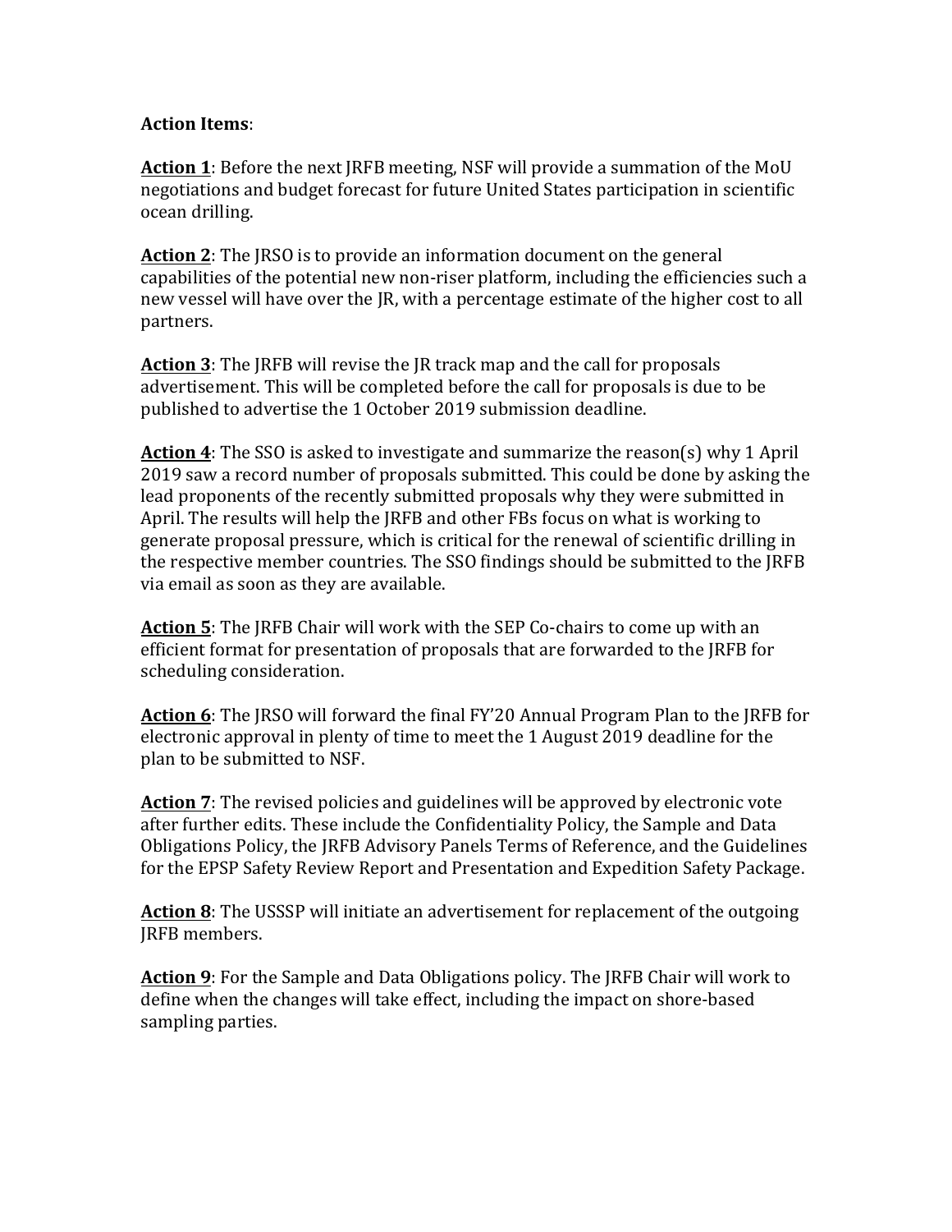**Action Items**:

**<u>Action 1</u>**: Before the next JRFB meeting, NSF will provide a summation of the MoU negotiations and budget forecast for future United States participation in scientific ocean drilling.

**<u>Action 2</u>**: The JRSO is to provide an information document on the general capabilities of the potential new non-riser platform, including the efficiencies such a new vessel will have over the JR, with a percentage estimate of the higher cost to all partners.

**<u>Action 3</u>**: The JRFB will revise the JR track map and the call for proposals advertisement. This will be completed before the call for proposals is due to be published to advertise the 1 October 2019 submission deadline.

**<u>Action 4</u>**: The SSO is asked to investigate and summarize the reason(s) why 1 April 2019 saw a record number of proposals submitted. This could be done by asking the lead proponents of the recently submitted proposals why they were submitted in April. The results will help the JRFB and other FBs focus on what is working to generate proposal pressure, which is critical for the renewal of scientific drilling in the respective member countries. The SSO findings should be submitted to the JRFB via email as soon as they are available.

**<u>Action 5</u>**: The JRFB Chair will work with the SEP Co-chairs to come up with an efficient format for presentation of proposals that are forwarded to the JRFB for scheduling consideration.

**<u>Action 6</u>**: The JRSO will forward the final FY'20 Annual Program Plan to the JRFB for electronic approval in plenty of time to meet the 1 August 2019 deadline for the plan to be submitted to NSF.

**<u>Action 7</u>**: The revised policies and guidelines will be approved by electronic vote after further edits. These include the Confidentiality Policy, the Sample and Data Obligations Policy, the JRFB Advisory Panels Terms of Reference, and the Guidelines for the EPSP Safety Review Report and Presentation and Expedition Safety Package.

**<u>Action 8</u>**: The USSSP will initiate an advertisement for replacement of the outgoing JRFB members.

**<u>Action 9</u>**: For the Sample and Data Obligations policy. The JRFB Chair will work to define when the changes will take effect, including the impact on shore-based sampling parties.